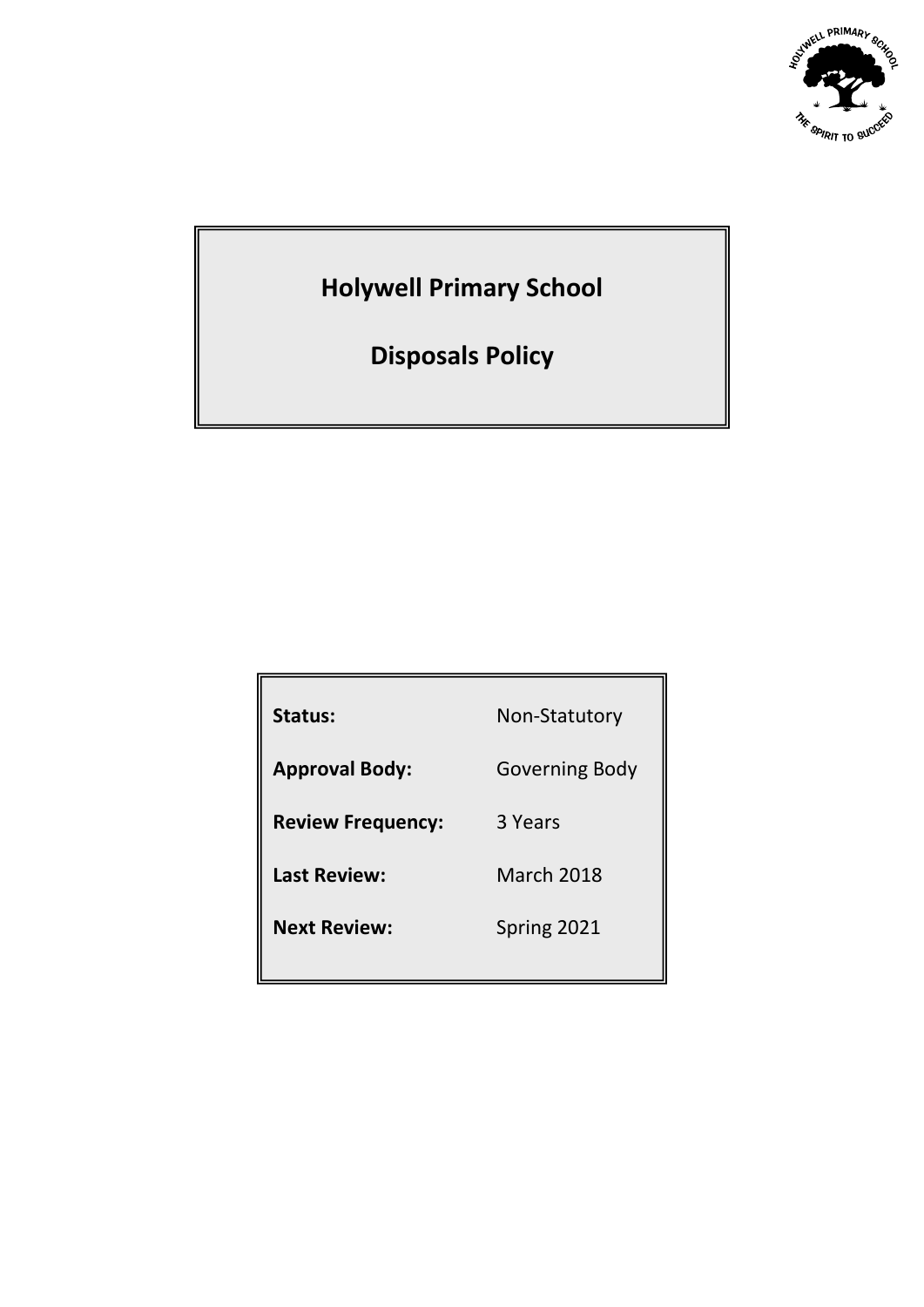# Holywell Primary School

# Disposals Policy

| | |
|---|---|
| **Status:** | Non-Statutory |
| **Approval Body:** | Governing Body |
| **Review Frequency:** | 3 Years |
| **Last Review:** | March 2018 |
| **Next Review:** | Spring 2021 |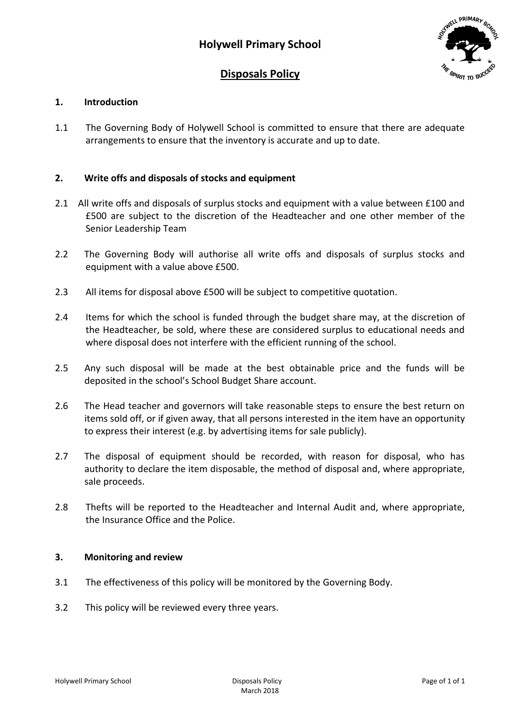# Holywell Primary School

## Disposals Policy

### 1. Introduction

1.1 The Governing Body of Holywell School is committed to ensure that there are adequate arrangements to ensure that the inventory is accurate and up to date.

### 2. Write offs and disposals of stocks and equipment

2.1 All write offs and disposals of surplus stocks and equipment with a value between £100 and £500 are subject to the discretion of the Headteacher and one other member of the Senior Leadership Team

2.2 The Governing Body will authorise all write offs and disposals of surplus stocks and equipment with a value above £500.

2.3 All items for disposal above £500 will be subject to competitive quotation.

2.4 Items for which the school is funded through the budget share may, at the discretion of the Headteacher, be sold, where these are considered surplus to educational needs and where disposal does not interfere with the efficient running of the school.

2.5 Any such disposal will be made at the best obtainable price and the funds will be deposited in the school's School Budget Share account.

2.6 The Head teacher and governors will take reasonable steps to ensure the best return on items sold off, or if given away, that all persons interested in the item have an opportunity to express their interest (e.g. by advertising items for sale publicly).

2.7 The disposal of equipment should be recorded, with reason for disposal, who has authority to declare the item disposable, the method of disposal and, where appropriate, sale proceeds.

2.8 Thefts will be reported to the Headteacher and Internal Audit and, where appropriate, the Insurance Office and the Police.

### 3. Monitoring and review

3.1 The effectiveness of this policy will be monitored by the Governing Body.

3.2 This policy will be reviewed every three years.